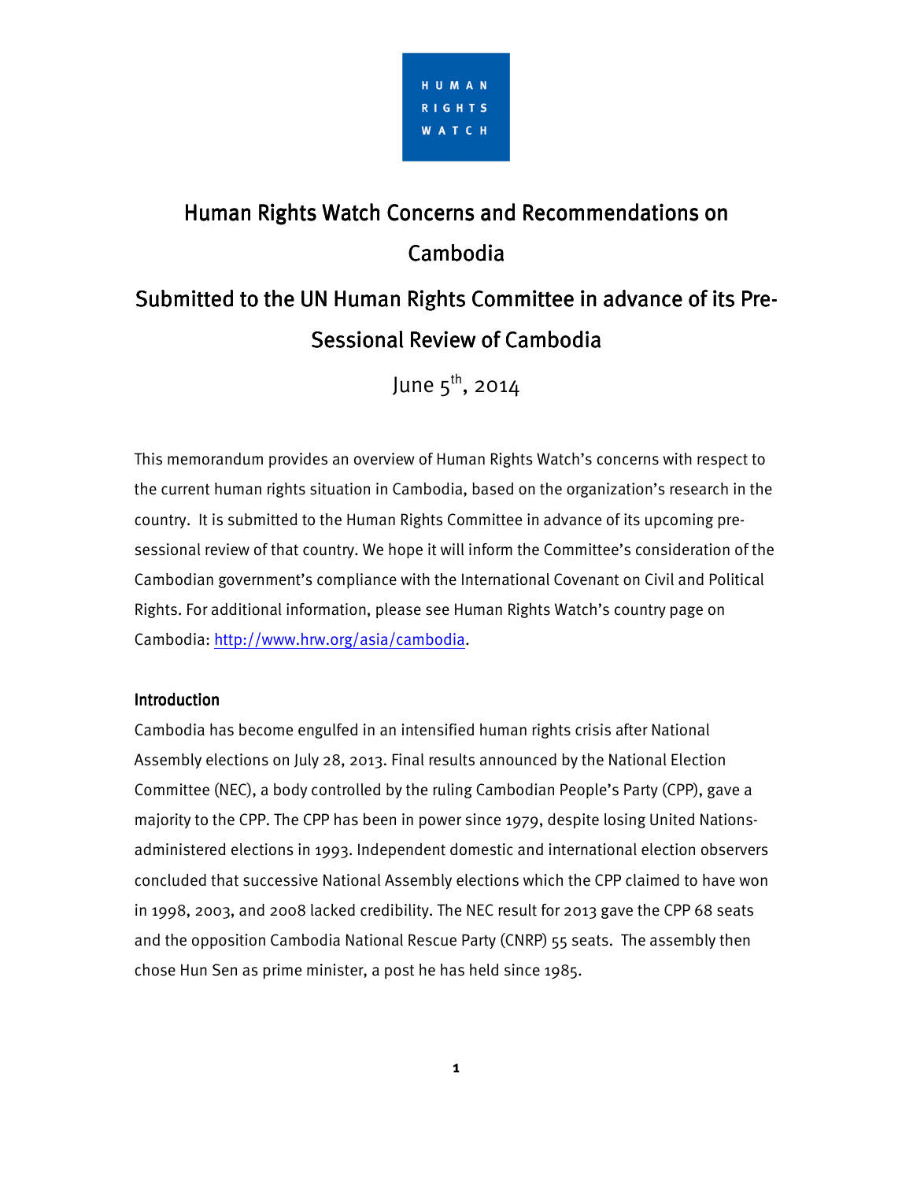HUMAN RIGHTS WATCH

# Human Rights Watch Concerns and Recommendations on Cambodia

## Submitted to the UN Human Rights Committee in advance of its Pre-Sessional Review of Cambodia

June 5th, 2014

This memorandum provides an overview of Human Rights Watch's concerns with respect to the current human rights situation in Cambodia, based on the organization's research in the country. It is submitted to the Human Rights Committee in advance of its upcoming pre-sessional review of that country. We hope it will inform the Committee's consideration of the Cambodian government's compliance with the International Covenant on Civil and Political Rights. For additional information, please see Human Rights Watch's country page on Cambodia: http://www.hrw.org/asia/cambodia.

### Introduction

Cambodia has become engulfed in an intensified human rights crisis after National Assembly elections on July 28, 2013. Final results announced by the National Election Committee (NEC), a body controlled by the ruling Cambodian People's Party (CPP), gave a majority to the CPP. The CPP has been in power since 1979, despite losing United Nations-administered elections in 1993. Independent domestic and international election observers concluded that successive National Assembly elections which the CPP claimed to have won in 1998, 2003, and 2008 lacked credibility. The NEC result for 2013 gave the CPP 68 seats and the opposition Cambodia National Rescue Party (CNRP) 55 seats. The assembly then chose Hun Sen as prime minister, a post he has held since 1985.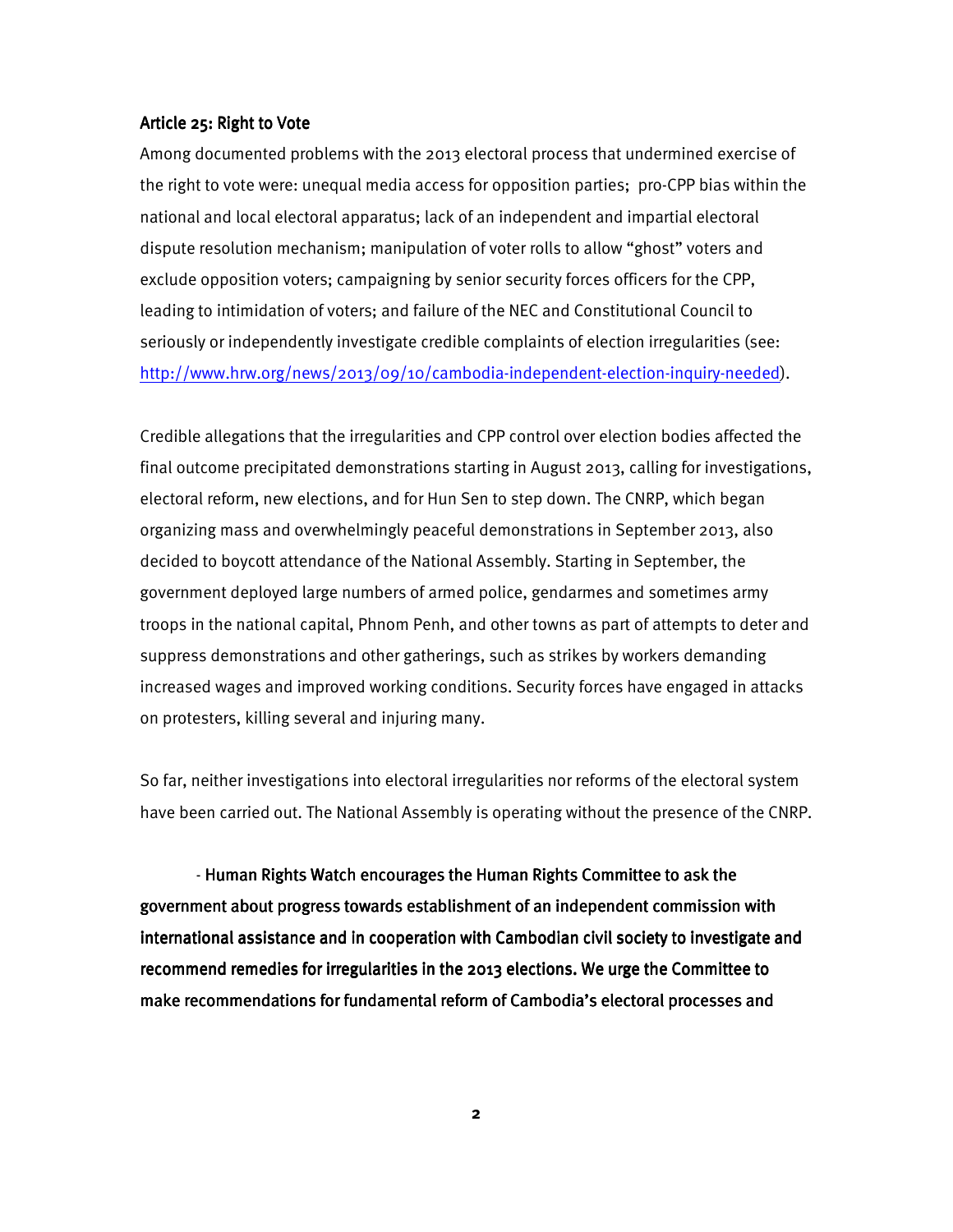### Article 25: Right to Vote

Among documented problems with the 2013 electoral process that undermined exercise of the right to vote were: unequal media access for opposition parties; pro-CPP bias within the national and local electoral apparatus; lack of an independent and impartial electoral dispute resolution mechanism; manipulation of voter rolls to allow "ghost" voters and exclude opposition voters; campaigning by senior security forces officers for the CPP, leading to intimidation of voters; and failure of the NEC and Constitutional Council to seriously or independently investigate credible complaints of election irregularities (see: http://www.hrw.org/news/2013/09/10/cambodia-independent-election-inquiry-needed).

Credible allegations that the irregularities and CPP control over election bodies affected the final outcome precipitated demonstrations starting in August 2013, calling for investigations, electoral reform, new elections, and for Hun Sen to step down. The CNRP, which began organizing mass and overwhelmingly peaceful demonstrations in September 2013, also decided to boycott attendance of the National Assembly. Starting in September, the government deployed large numbers of armed police, gendarmes and sometimes army troops in the national capital, Phnom Penh, and other towns as part of attempts to deter and suppress demonstrations and other gatherings, such as strikes by workers demanding increased wages and improved working conditions. Security forces have engaged in attacks on protesters, killing several and injuring many.

So far, neither investigations into electoral irregularities nor reforms of the electoral system have been carried out. The National Assembly is operating without the presence of the CNRP.

- **Human Rights Watch encourages the Human Rights Committee to ask the government about progress towards establishment of an independent commission with international assistance and in cooperation with Cambodian civil society to investigate and recommend remedies for irregularities in the 2013 elections. We urge the Committee to make recommendations for fundamental reform of Cambodia's electoral processes and**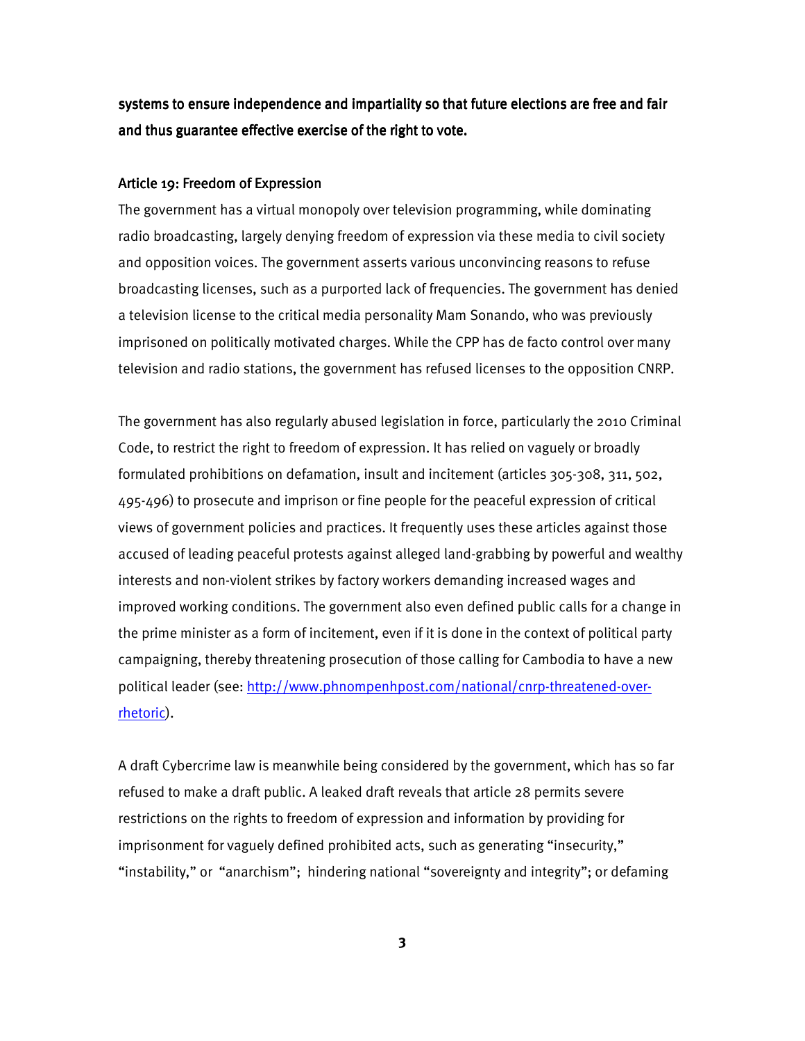**systems to ensure independence and impartiality so that future elections are free and fair and thus guarantee effective exercise of the right to vote.**

### Article 19: Freedom of Expression

The government has a virtual monopoly over television programming, while dominating radio broadcasting, largely denying freedom of expression via these media to civil society and opposition voices. The government asserts various unconvincing reasons to refuse broadcasting licenses, such as a purported lack of frequencies. The government has denied a television license to the critical media personality Mam Sonando, who was previously imprisoned on politically motivated charges. While the CPP has de facto control over many television and radio stations, the government has refused licenses to the opposition CNRP.

The government has also regularly abused legislation in force, particularly the 2010 Criminal Code, to restrict the right to freedom of expression. It has relied on vaguely or broadly formulated prohibitions on defamation, insult and incitement (articles 305-308, 311, 502, 495-496) to prosecute and imprison or fine people for the peaceful expression of critical views of government policies and practices. It frequently uses these articles against those accused of leading peaceful protests against alleged land-grabbing by powerful and wealthy interests and non-violent strikes by factory workers demanding increased wages and improved working conditions. The government also even defined public calls for a change in the prime minister as a form of incitement, even if it is done in the context of political party campaigning, thereby threatening prosecution of those calling for Cambodia to have a new political leader (see: [http://www.phnompenhpost.com/national/cnrp-threatened-over-rhetoric](http://www.phnompenhpost.com/national/cnrp-threatened-over-rhetoric)).

A draft Cybercrime law is meanwhile being considered by the government, which has so far refused to make a draft public. A leaked draft reveals that article 28 permits severe restrictions on the rights to freedom of expression and information by providing for imprisonment for vaguely defined prohibited acts, such as generating "insecurity," "instability," or "anarchism"; hindering national "sovereignty and integrity"; or defaming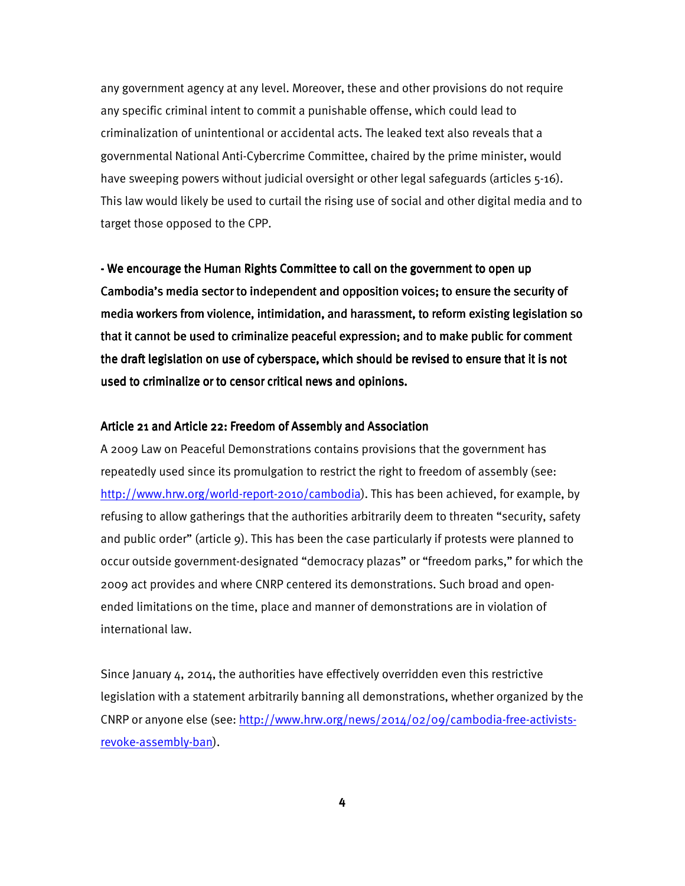any government agency at any level. Moreover, these and other provisions do not require any specific criminal intent to commit a punishable offense, which could lead to criminalization of unintentional or accidental acts. The leaked text also reveals that a governmental National Anti-Cybercrime Committee, chaired by the prime minister, would have sweeping powers without judicial oversight or other legal safeguards (articles 5-16). This law would likely be used to curtail the rising use of social and other digital media and to target those opposed to the CPP.

**- We encourage the Human Rights Committee to call on the government to open up Cambodia's media sector to independent and opposition voices; to ensure the security of media workers from violence, intimidation, and harassment, to reform existing legislation so that it cannot be used to criminalize peaceful expression; and to make public for comment the draft legislation on use of cyberspace, which should be revised to ensure that it is not used to criminalize or to censor critical news and opinions.**

### Article 21 and Article 22: Freedom of Assembly and Association

A 2009 Law on Peaceful Demonstrations contains provisions that the government has repeatedly used since its promulgation to restrict the right to freedom of assembly (see: [http://www.hrw.org/world-report-2010/cambodia](http://www.hrw.org/world-report-2010/cambodia)). This has been achieved, for example, by refusing to allow gatherings that the authorities arbitrarily deem to threaten "security, safety and public order" (article 9). This has been the case particularly if protests were planned to occur outside government-designated "democracy plazas" or "freedom parks," for which the 2009 act provides and where CNRP centered its demonstrations. Such broad and open-ended limitations on the time, place and manner of demonstrations are in violation of international law.

Since January 4, 2014, the authorities have effectively overridden even this restrictive legislation with a statement arbitrarily banning all demonstrations, whether organized by the CNRP or anyone else (see: [http://www.hrw.org/news/2014/02/09/cambodia-free-activists-revoke-assembly-ban](http://www.hrw.org/news/2014/02/09/cambodia-free-activists-revoke-assembly-ban)).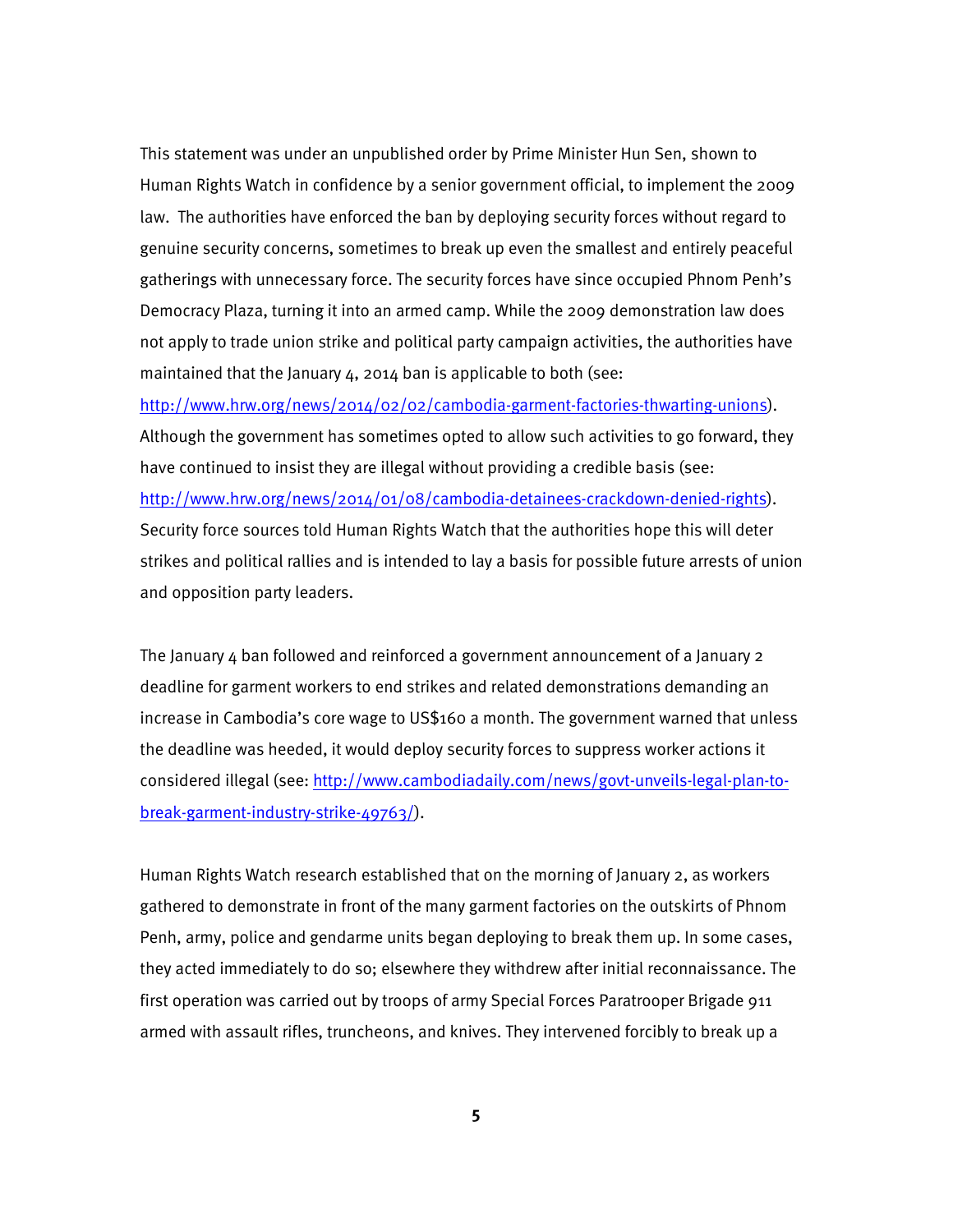This statement was under an unpublished order by Prime Minister Hun Sen, shown to Human Rights Watch in confidence by a senior government official, to implement the 2009 law. The authorities have enforced the ban by deploying security forces without regard to genuine security concerns, sometimes to break up even the smallest and entirely peaceful gatherings with unnecessary force. The security forces have since occupied Phnom Penh's Democracy Plaza, turning it into an armed camp. While the 2009 demonstration law does not apply to trade union strike and political party campaign activities, the authorities have maintained that the January 4, 2014 ban is applicable to both (see: http://www.hrw.org/news/2014/02/02/cambodia-garment-factories-thwarting-unions). Although the government has sometimes opted to allow such activities to go forward, they have continued to insist they are illegal without providing a credible basis (see: http://www.hrw.org/news/2014/01/08/cambodia-detainees-crackdown-denied-rights). Security force sources told Human Rights Watch that the authorities hope this will deter strikes and political rallies and is intended to lay a basis for possible future arrests of union and opposition party leaders.

The January 4 ban followed and reinforced a government announcement of a January 2 deadline for garment workers to end strikes and related demonstrations demanding an increase in Cambodia's core wage to US$160 a month. The government warned that unless the deadline was heeded, it would deploy security forces to suppress worker actions it considered illegal (see: http://www.cambodiadaily.com/news/govt-unveils-legal-plan-to-break-garment-industry-strike-49763/).

Human Rights Watch research established that on the morning of January 2, as workers gathered to demonstrate in front of the many garment factories on the outskirts of Phnom Penh, army, police and gendarme units began deploying to break them up. In some cases, they acted immediately to do so; elsewhere they withdrew after initial reconnaissance. The first operation was carried out by troops of army Special Forces Paratrooper Brigade 911 armed with assault rifles, truncheons, and knives. They intervened forcibly to break up a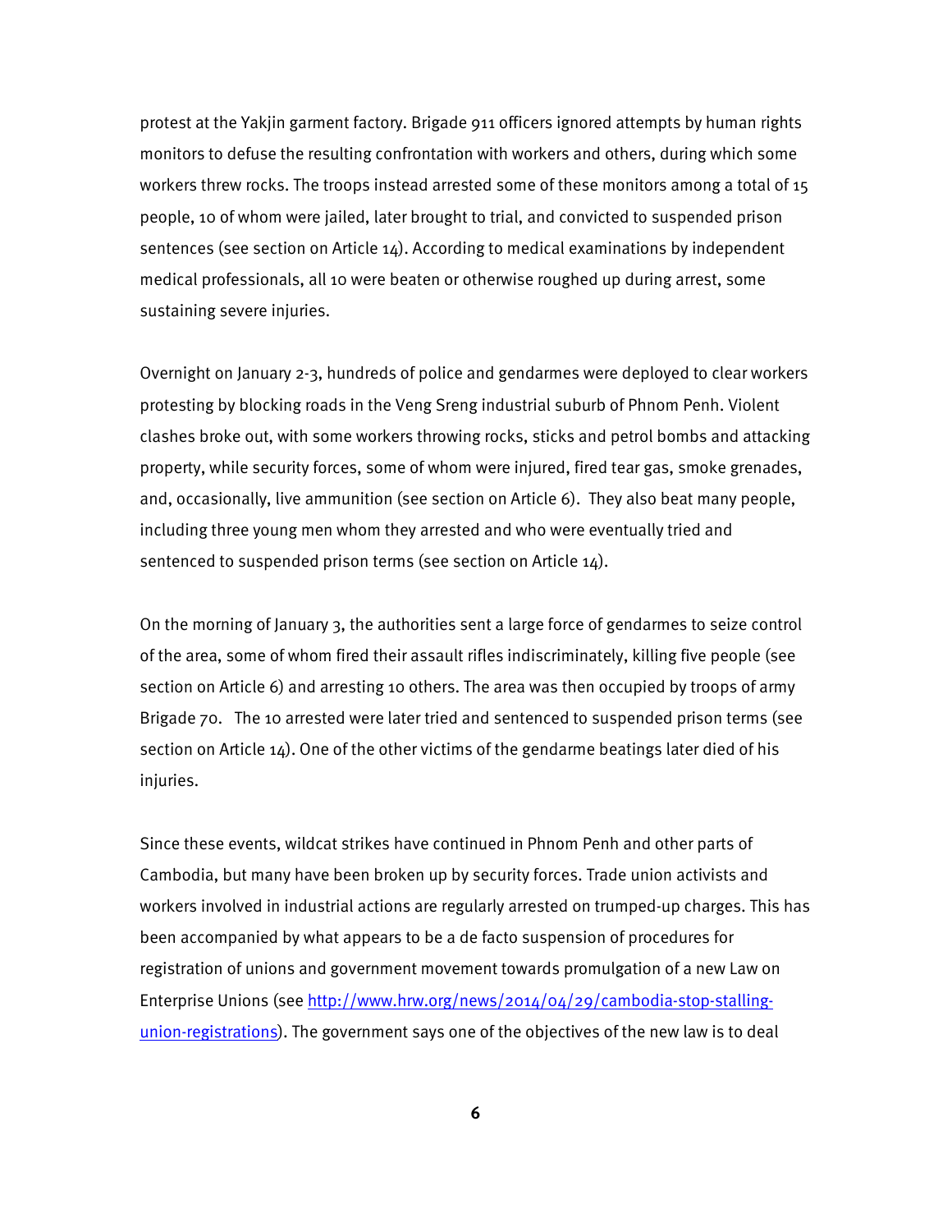protest at the Yakjin garment factory. Brigade 911 officers ignored attempts by human rights monitors to defuse the resulting confrontation with workers and others, during which some workers threw rocks. The troops instead arrested some of these monitors among a total of 15 people, 10 of whom were jailed, later brought to trial, and convicted to suspended prison sentences (see section on Article 14). According to medical examinations by independent medical professionals, all 10 were beaten or otherwise roughed up during arrest, some sustaining severe injuries.

Overnight on January 2-3, hundreds of police and gendarmes were deployed to clear workers protesting by blocking roads in the Veng Sreng industrial suburb of Phnom Penh. Violent clashes broke out, with some workers throwing rocks, sticks and petrol bombs and attacking property, while security forces, some of whom were injured, fired tear gas, smoke grenades, and, occasionally, live ammunition (see section on Article 6). They also beat many people, including three young men whom they arrested and who were eventually tried and sentenced to suspended prison terms (see section on Article 14).

On the morning of January 3, the authorities sent a large force of gendarmes to seize control of the area, some of whom fired their assault rifles indiscriminately, killing five people (see section on Article 6) and arresting 10 others. The area was then occupied by troops of army Brigade 70. The 10 arrested were later tried and sentenced to suspended prison terms (see section on Article 14). One of the other victims of the gendarme beatings later died of his injuries.

Since these events, wildcat strikes have continued in Phnom Penh and other parts of Cambodia, but many have been broken up by security forces. Trade union activists and workers involved in industrial actions are regularly arrested on trumped-up charges. This has been accompanied by what appears to be a de facto suspension of procedures for registration of unions and government movement towards promulgation of a new Law on Enterprise Unions (see [http://www.hrw.org/news/2014/04/29/cambodia-stop-stalling-union-registrations](http://www.hrw.org/news/2014/04/29/cambodia-stop-stalling-union-registrations)). The government says one of the objectives of the new law is to deal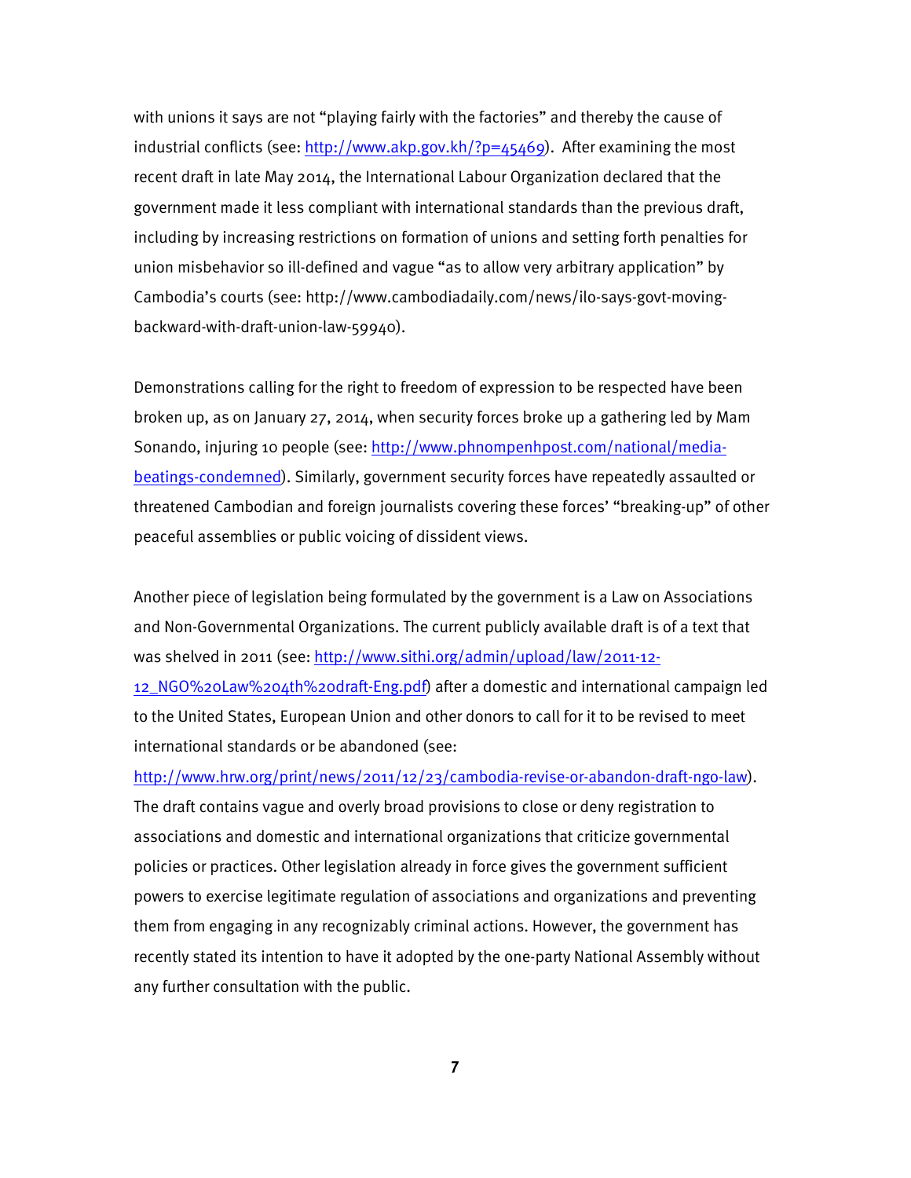with unions it says are not "playing fairly with the factories" and thereby the cause of industrial conflicts (see: http://www.akp.gov.kh/?p=45469). After examining the most recent draft in late May 2014, the International Labour Organization declared that the government made it less compliant with international standards than the previous draft, including by increasing restrictions on formation of unions and setting forth penalties for union misbehavior so ill-defined and vague "as to allow very arbitrary application" by Cambodia's courts (see: http://www.cambodiadaily.com/news/ilo-says-govt-moving-backward-with-draft-union-law-59940).

Demonstrations calling for the right to freedom of expression to be respected have been broken up, as on January 27, 2014, when security forces broke up a gathering led by Mam Sonando, injuring 10 people (see: http://www.phnompenhpost.com/national/media-beatings-condemned). Similarly, government security forces have repeatedly assaulted or threatened Cambodian and foreign journalists covering these forces' "breaking-up" of other peaceful assemblies or public voicing of dissident views.

Another piece of legislation being formulated by the government is a Law on Associations and Non-Governmental Organizations. The current publicly available draft is of a text that was shelved in 2011 (see: http://www.sithi.org/admin/upload/law/2011-12-12_NGO%20Law%204th%20draft-Eng.pdf) after a domestic and international campaign led to the United States, European Union and other donors to call for it to be revised to meet international standards or be abandoned (see: http://www.hrw.org/print/news/2011/12/23/cambodia-revise-or-abandon-draft-ngo-law). The draft contains vague and overly broad provisions to close or deny registration to associations and domestic and international organizations that criticize governmental policies or practices. Other legislation already in force gives the government sufficient powers to exercise legitimate regulation of associations and organizations and preventing them from engaging in any recognizably criminal actions. However, the government has recently stated its intention to have it adopted by the one-party National Assembly without any further consultation with the public.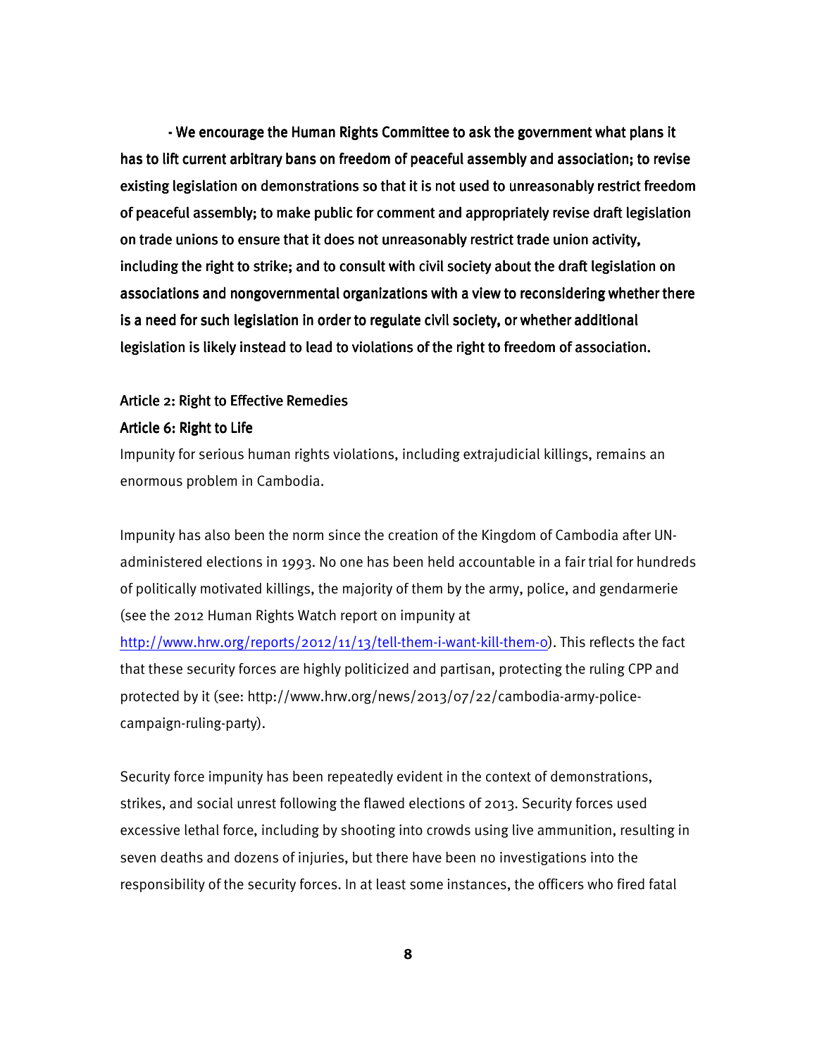**- We encourage the Human Rights Committee to ask the government what plans it has to lift current arbitrary bans on freedom of peaceful assembly and association; to revise existing legislation on demonstrations so that it is not used to unreasonably restrict freedom of peaceful assembly; to make public for comment and appropriately revise draft legislation on trade unions to ensure that it does not unreasonably restrict trade union activity, including the right to strike; and to consult with civil society about the draft legislation on associations and nongovernmental organizations with a view to reconsidering whether there is a need for such legislation in order to regulate civil society, or whether additional legislation is likely instead to lead to violations of the right to freedom of association.**

### Article 2: Right to Effective Remedies

### Article 6: Right to Life

Impunity for serious human rights violations, including extrajudicial killings, remains an enormous problem in Cambodia.

Impunity has also been the norm since the creation of the Kingdom of Cambodia after UN-administered elections in 1993. No one has been held accountable in a fair trial for hundreds of politically motivated killings, the majority of them by the army, police, and gendarmerie (see the 2012 Human Rights Watch report on impunity at [http://www.hrw.org/reports/2012/11/13/tell-them-i-want-kill-them-0](http://www.hrw.org/reports/2012/11/13/tell-them-i-want-kill-them-0)). This reflects the fact that these security forces are highly politicized and partisan, protecting the ruling CPP and protected by it (see: http://www.hrw.org/news/2013/07/22/cambodia-army-police-campaign-ruling-party).

Security force impunity has been repeatedly evident in the context of demonstrations, strikes, and social unrest following the flawed elections of 2013. Security forces used excessive lethal force, including by shooting into crowds using live ammunition, resulting in seven deaths and dozens of injuries, but there have been no investigations into the responsibility of the security forces. In at least some instances, the officers who fired fatal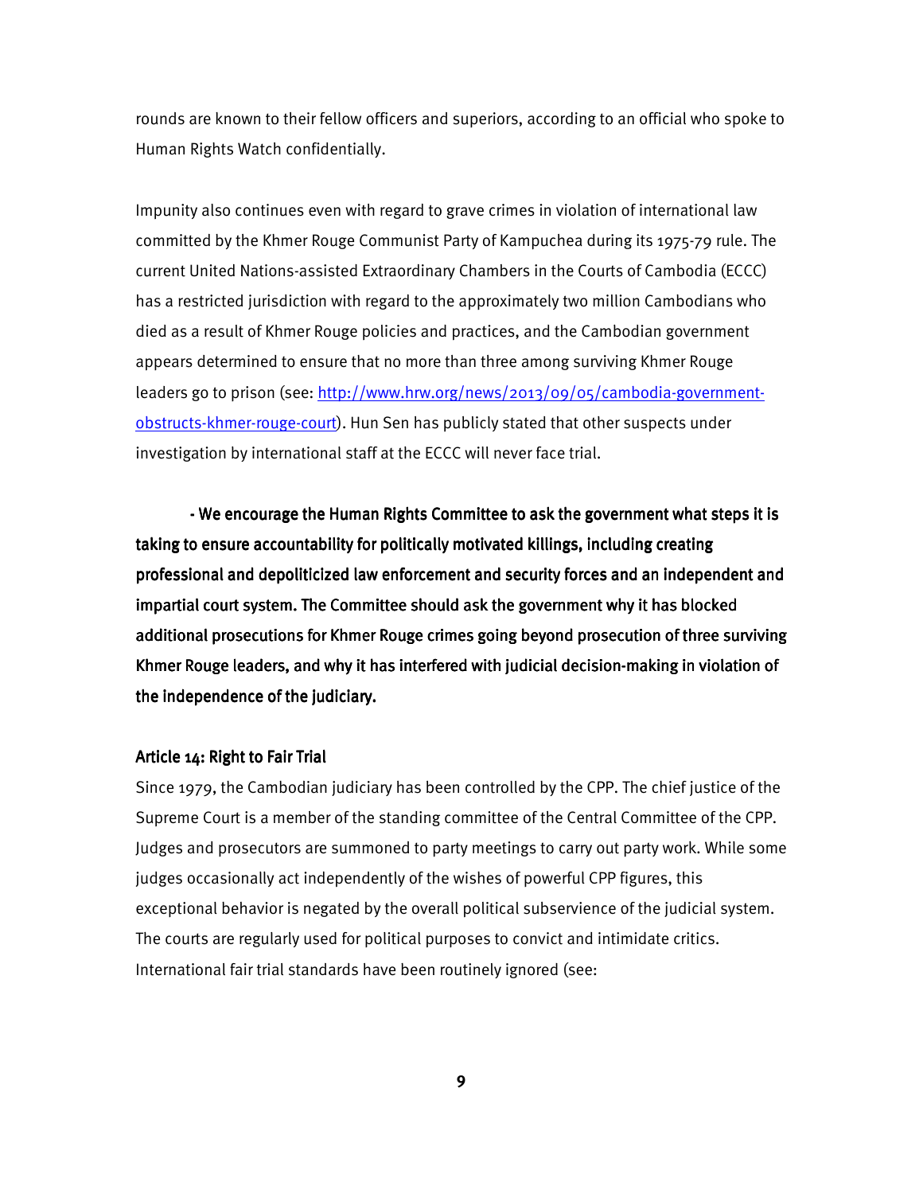rounds are known to their fellow officers and superiors, according to an official who spoke to Human Rights Watch confidentially.

Impunity also continues even with regard to grave crimes in violation of international law committed by the Khmer Rouge Communist Party of Kampuchea during its 1975-79 rule. The current United Nations-assisted Extraordinary Chambers in the Courts of Cambodia (ECCC) has a restricted jurisdiction with regard to the approximately two million Cambodians who died as a result of Khmer Rouge policies and practices, and the Cambodian government appears determined to ensure that no more than three among surviving Khmer Rouge leaders go to prison (see: [http://www.hrw.org/news/2013/09/05/cambodia-government-obstructs-khmer-rouge-court](http://www.hrw.org/news/2013/09/05/cambodia-government-obstructs-khmer-rouge-court)). Hun Sen has publicly stated that other suspects under investigation by international staff at the ECCC will never face trial.

**- We encourage the Human Rights Committee to ask the government what steps it is taking to ensure accountability for politically motivated killings, including creating professional and depoliticized law enforcement and security forces and an independent and impartial court system. The Committee should ask the government why it has blocked additional prosecutions for Khmer Rouge crimes going beyond prosecution of three surviving Khmer Rouge leaders, and why it has interfered with judicial decision-making in violation of the independence of the judiciary.**

### Article 14: Right to Fair Trial

Since 1979, the Cambodian judiciary has been controlled by the CPP. The chief justice of the Supreme Court is a member of the standing committee of the Central Committee of the CPP. Judges and prosecutors are summoned to party meetings to carry out party work. While some judges occasionally act independently of the wishes of powerful CPP figures, this exceptional behavior is negated by the overall political subservience of the judicial system. The courts are regularly used for political purposes to convict and intimidate critics. International fair trial standards have been routinely ignored (see: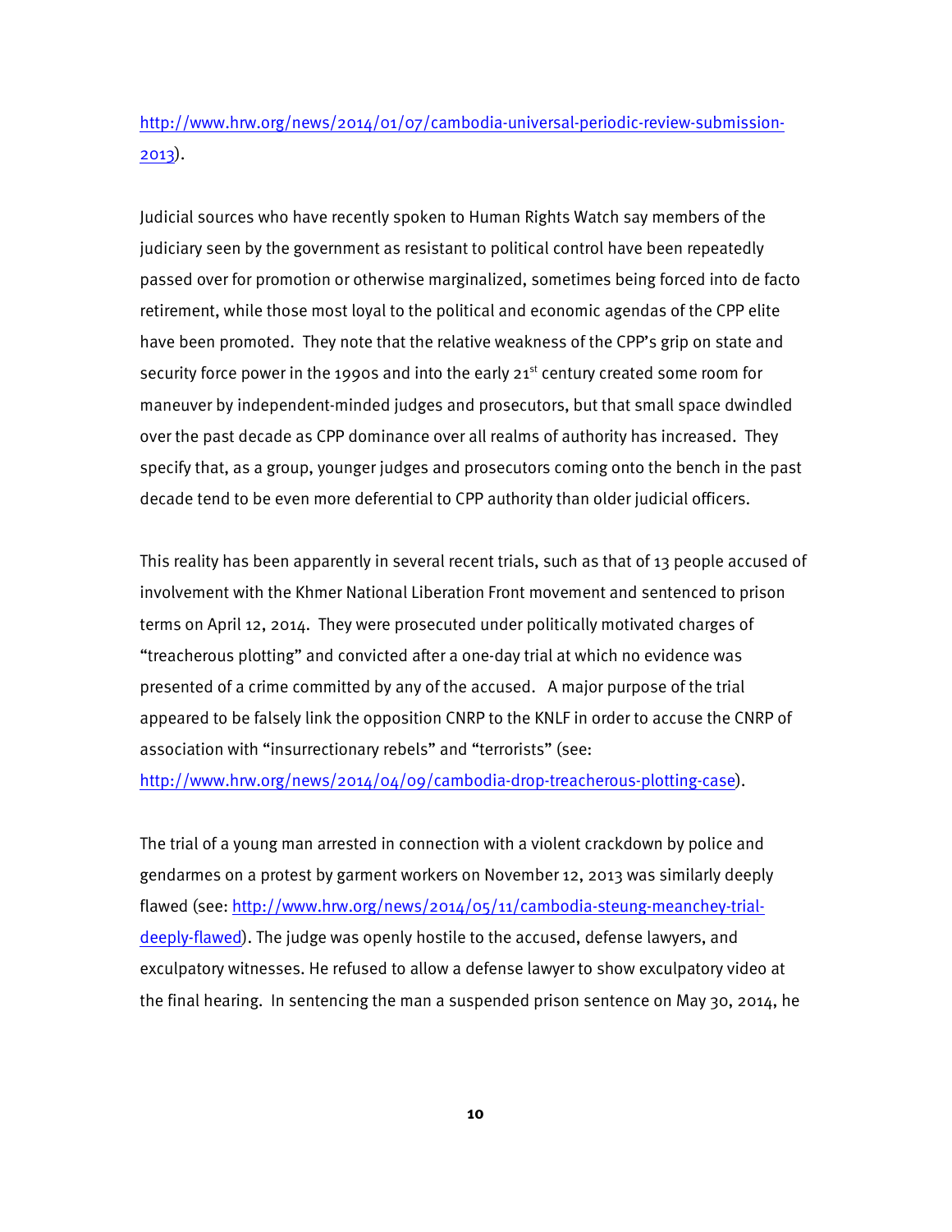http://www.hrw.org/news/2014/01/07/cambodia-universal-periodic-review-submission-2013).

Judicial sources who have recently spoken to Human Rights Watch say members of the judiciary seen by the government as resistant to political control have been repeatedly passed over for promotion or otherwise marginalized, sometimes being forced into de facto retirement, while those most loyal to the political and economic agendas of the CPP elite have been promoted. They note that the relative weakness of the CPP's grip on state and security force power in the 1990s and into the early 21st century created some room for maneuver by independent-minded judges and prosecutors, but that small space dwindled over the past decade as CPP dominance over all realms of authority has increased. They specify that, as a group, younger judges and prosecutors coming onto the bench in the past decade tend to be even more deferential to CPP authority than older judicial officers.

This reality has been apparently in several recent trials, such as that of 13 people accused of involvement with the Khmer National Liberation Front movement and sentenced to prison terms on April 12, 2014. They were prosecuted under politically motivated charges of "treacherous plotting" and convicted after a one-day trial at which no evidence was presented of a crime committed by any of the accused. A major purpose of the trial appeared to be falsely link the opposition CNRP to the KNLF in order to accuse the CNRP of association with "insurrectionary rebels" and "terrorists" (see: http://www.hrw.org/news/2014/04/09/cambodia-drop-treacherous-plotting-case).

The trial of a young man arrested in connection with a violent crackdown by police and gendarmes on a protest by garment workers on November 12, 2013 was similarly deeply flawed (see: http://www.hrw.org/news/2014/05/11/cambodia-steung-meanchey-trial-deeply-flawed). The judge was openly hostile to the accused, defense lawyers, and exculpatory witnesses. He refused to allow a defense lawyer to show exculpatory video at the final hearing. In sentencing the man a suspended prison sentence on May 30, 2014, he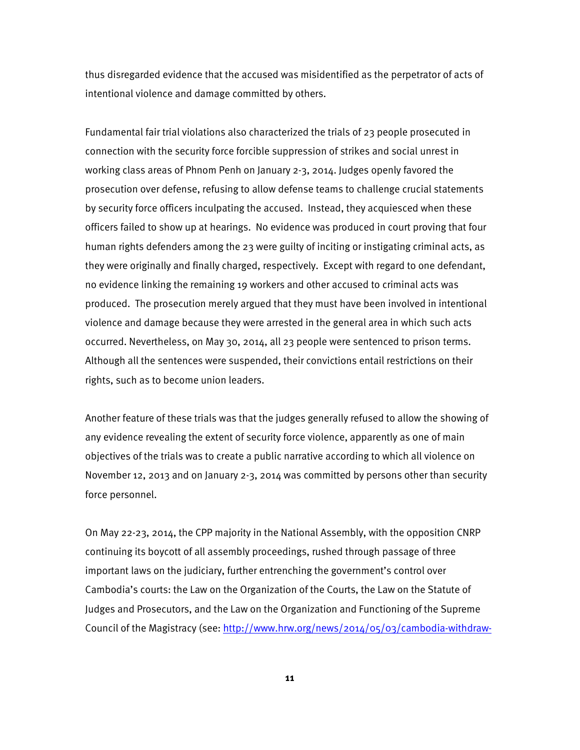thus disregarded evidence that the accused was misidentified as the perpetrator of acts of intentional violence and damage committed by others.

Fundamental fair trial violations also characterized the trials of 23 people prosecuted in connection with the security force forcible suppression of strikes and social unrest in working class areas of Phnom Penh on January 2-3, 2014. Judges openly favored the prosecution over defense, refusing to allow defense teams to challenge crucial statements by security force officers inculpating the accused. Instead, they acquiesced when these officers failed to show up at hearings. No evidence was produced in court proving that four human rights defenders among the 23 were guilty of inciting or instigating criminal acts, as they were originally and finally charged, respectively. Except with regard to one defendant, no evidence linking the remaining 19 workers and other accused to criminal acts was produced. The prosecution merely argued that they must have been involved in intentional violence and damage because they were arrested in the general area in which such acts occurred. Nevertheless, on May 30, 2014, all 23 people were sentenced to prison terms. Although all the sentences were suspended, their convictions entail restrictions on their rights, such as to become union leaders.

Another feature of these trials was that the judges generally refused to allow the showing of any evidence revealing the extent of security force violence, apparently as one of main objectives of the trials was to create a public narrative according to which all violence on November 12, 2013 and on January 2-3, 2014 was committed by persons other than security force personnel.

On May 22-23, 2014, the CPP majority in the National Assembly, with the opposition CNRP continuing its boycott of all assembly proceedings, rushed through passage of three important laws on the judiciary, further entrenching the government's control over Cambodia's courts: the Law on the Organization of the Courts, the Law on the Statute of Judges and Prosecutors, and the Law on the Organization and Functioning of the Supreme Council of the Magistracy (see: http://www.hrw.org/news/2014/05/03/cambodia-withdraw-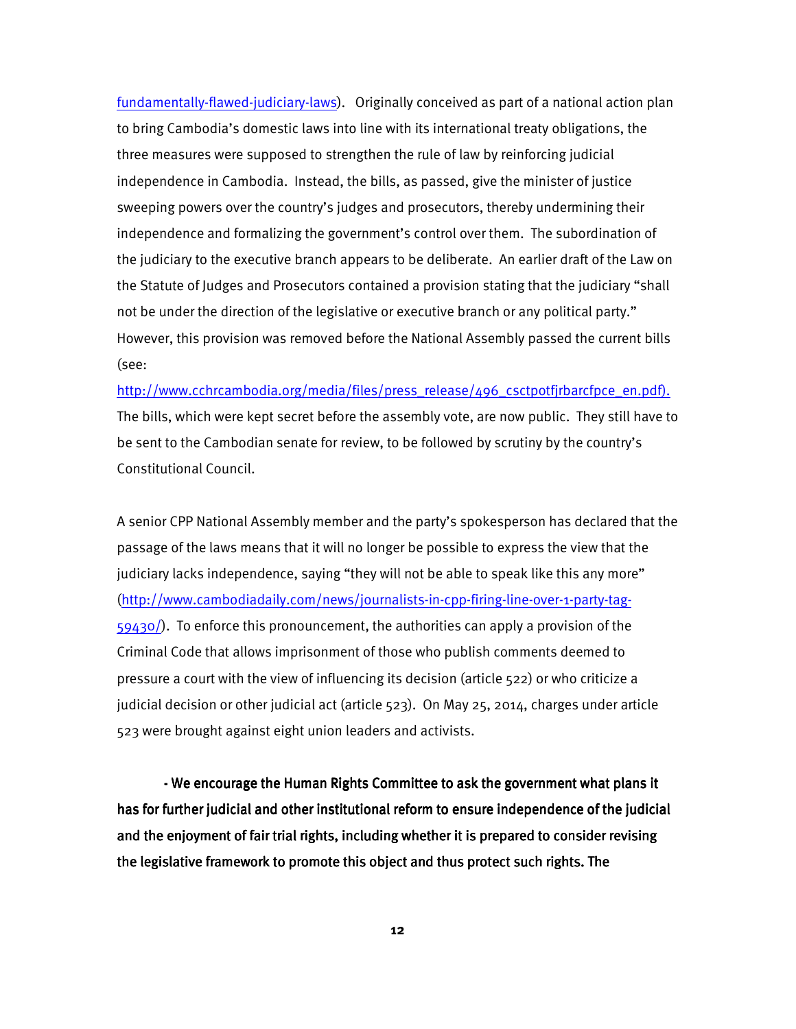fundamentally-flawed-judiciary-laws). Originally conceived as part of a national action plan to bring Cambodia's domestic laws into line with its international treaty obligations, the three measures were supposed to strengthen the rule of law by reinforcing judicial independence in Cambodia. Instead, the bills, as passed, give the minister of justice sweeping powers over the country's judges and prosecutors, thereby undermining their independence and formalizing the government's control over them. The subordination of the judiciary to the executive branch appears to be deliberate. An earlier draft of the Law on the Statute of Judges and Prosecutors contained a provision stating that the judiciary "shall not be under the direction of the legislative or executive branch or any political party." However, this provision was removed before the National Assembly passed the current bills (see: http://www.cchrcambodia.org/media/files/press_release/496_csctpotfjrbarcfpce_en.pdf). The bills, which were kept secret before the assembly vote, are now public. They still have to be sent to the Cambodian senate for review, to be followed by scrutiny by the country's Constitutional Council.

A senior CPP National Assembly member and the party's spokesperson has declared that the passage of the laws means that it will no longer be possible to express the view that the judiciary lacks independence, saying "they will not be able to speak like this any more" (http://www.cambodiadaily.com/news/journalists-in-cpp-firing-line-over-1-party-tag-59430/). To enforce this pronouncement, the authorities can apply a provision of the Criminal Code that allows imprisonment of those who publish comments deemed to pressure a court with the view of influencing its decision (article 522) or who criticize a judicial decision or other judicial act (article 523). On May 25, 2014, charges under article 523 were brought against eight union leaders and activists.

**- We encourage the Human Rights Committee to ask the government what plans it has for further judicial and other institutional reform to ensure independence of the judicial and the enjoyment of fair trial rights, including whether it is prepared to consider revising the legislative framework to promote this object and thus protect such rights. The**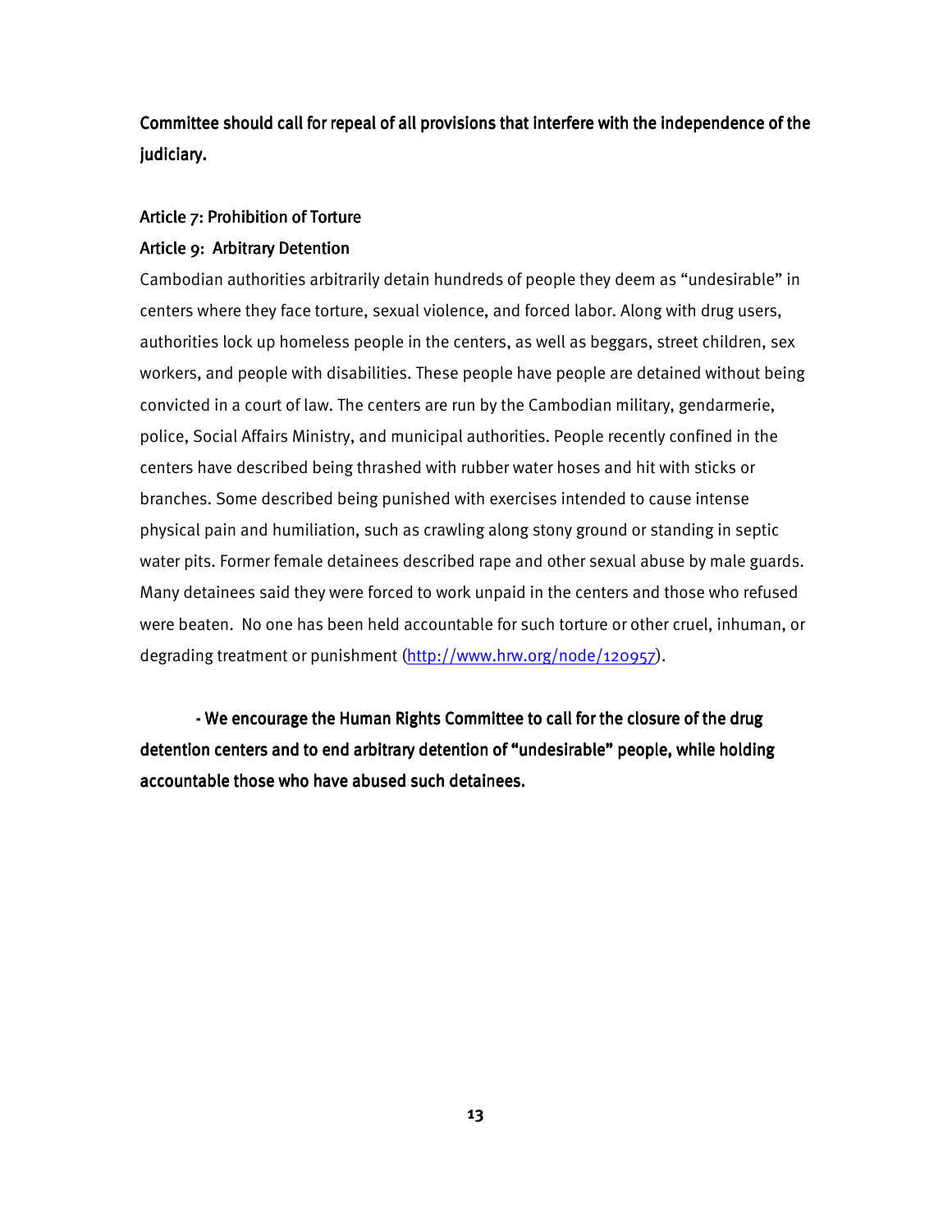**Committee should call for repeal of all provisions that interfere with the independence of the judiciary.**

### Article 7: Prohibition of Torture

### Article 9: Arbitrary Detention

Cambodian authorities arbitrarily detain hundreds of people they deem as "undesirable" in centers where they face torture, sexual violence, and forced labor. Along with drug users, authorities lock up homeless people in the centers, as well as beggars, street children, sex workers, and people with disabilities. These people have people are detained without being convicted in a court of law. The centers are run by the Cambodian military, gendarmerie, police, Social Affairs Ministry, and municipal authorities. People recently confined in the centers have described being thrashed with rubber water hoses and hit with sticks or branches. Some described being punished with exercises intended to cause intense physical pain and humiliation, such as crawling along stony ground or standing in septic water pits. Former female detainees described rape and other sexual abuse by male guards. Many detainees said they were forced to work unpaid in the centers and those who refused were beaten. No one has been held accountable for such torture or other cruel, inhuman, or degrading treatment or punishment (http://www.hrw.org/node/120957).

**- We encourage the Human Rights Committee to call for the closure of the drug detention centers and to end arbitrary detention of "undesirable" people, while holding accountable those who have abused such detainees.**